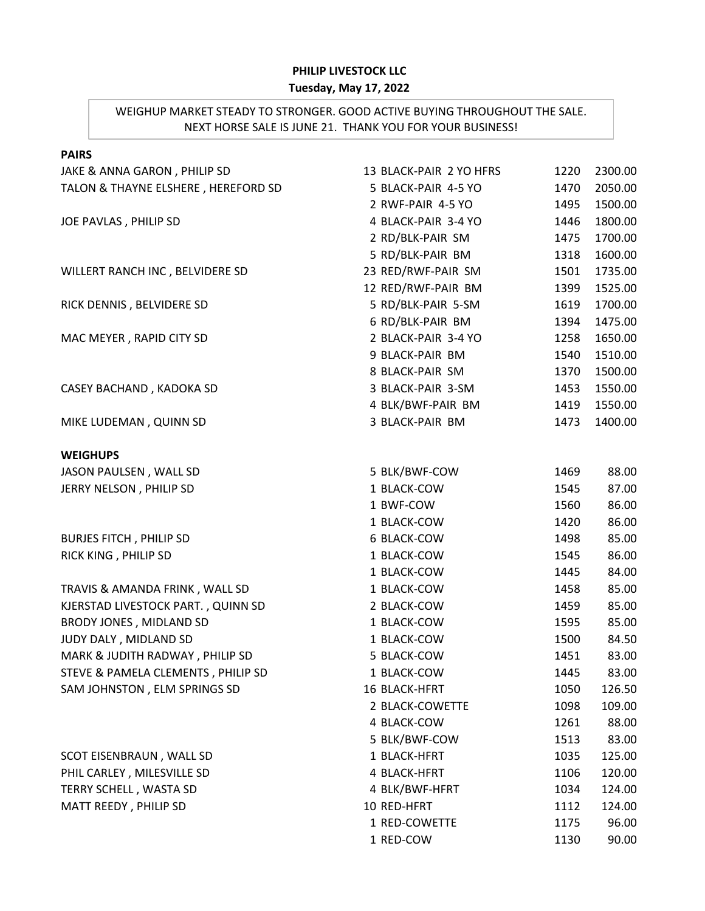**PHILIP LIVESTOCK LLC**
**Tuesday, May 17, 2022**

WEIGHUP MARKET STEADY TO STRONGER. GOOD ACTIVE BUYING THROUGHOUT THE SALE.
NEXT HORSE SALE IS JUNE 21. THANK YOU FOR YOUR BUSINESS!

**PAIRS**

| | | | |
|---|---|---|---|
| JAKE & ANNA GARON , PHILIP SD | 13 BLACK-PAIR 2 YO HFRS | 1220 | 2300.00 |
| TALON & THAYNE ELSHERE , HEREFORD SD | 5 BLACK-PAIR 4-5 YO | 1470 | 2050.00 |
| | 2 RWF-PAIR 4-5 YO | 1495 | 1500.00 |
| JOE PAVLAS , PHILIP SD | 4 BLACK-PAIR 3-4 YO | 1446 | 1800.00 |
| | 2 RD/BLK-PAIR SM | 1475 | 1700.00 |
| | 5 RD/BLK-PAIR BM | 1318 | 1600.00 |
| WILLERT RANCH INC , BELVIDERE SD | 23 RED/RWF-PAIR SM | 1501 | 1735.00 |
| | 12 RED/RWF-PAIR BM | 1399 | 1525.00 |
| RICK DENNIS , BELVIDERE SD | 5 RD/BLK-PAIR 5-SM | 1619 | 1700.00 |
| | 6 RD/BLK-PAIR BM | 1394 | 1475.00 |
| MAC MEYER , RAPID CITY SD | 2 BLACK-PAIR 3-4 YO | 1258 | 1650.00 |
| | 9 BLACK-PAIR BM | 1540 | 1510.00 |
| | 8 BLACK-PAIR SM | 1370 | 1500.00 |
| CASEY BACHAND , KADOKA SD | 3 BLACK-PAIR 3-SM | 1453 | 1550.00 |
| | 4 BLK/BWF-PAIR BM | 1419 | 1550.00 |
| MIKE LUDEMAN , QUINN SD | 3 BLACK-PAIR BM | 1473 | 1400.00 |

**WEIGHUPS**

| | | | |
|---|---|---|---|
| JASON PAULSEN , WALL SD | 5 BLK/BWF-COW | 1469 | 88.00 |
| JERRY NELSON , PHILIP SD | 1 BLACK-COW | 1545 | 87.00 |
| | 1 BWF-COW | 1560 | 86.00 |
| | 1 BLACK-COW | 1420 | 86.00 |
| BURJES FITCH , PHILIP SD | 6 BLACK-COW | 1498 | 85.00 |
| RICK KING , PHILIP SD | 1 BLACK-COW | 1545 | 86.00 |
| | 1 BLACK-COW | 1445 | 84.00 |
| TRAVIS & AMANDA FRINK , WALL SD | 1 BLACK-COW | 1458 | 85.00 |
| KJERSTAD LIVESTOCK PART. , QUINN SD | 2 BLACK-COW | 1459 | 85.00 |
| BRODY JONES , MIDLAND SD | 1 BLACK-COW | 1595 | 85.00 |
| JUDY DALY , MIDLAND SD | 1 BLACK-COW | 1500 | 84.50 |
| MARK & JUDITH RADWAY , PHILIP SD | 5 BLACK-COW | 1451 | 83.00 |
| STEVE & PAMELA CLEMENTS , PHILIP SD | 1 BLACK-COW | 1445 | 83.00 |
| SAM JOHNSTON , ELM SPRINGS SD | 16 BLACK-HFRT | 1050 | 126.50 |
| | 2 BLACK-COWETTE | 1098 | 109.00 |
| | 4 BLACK-COW | 1261 | 88.00 |
| | 5 BLK/BWF-COW | 1513 | 83.00 |
| SCOT EISENBRAUN , WALL SD | 1 BLACK-HFRT | 1035 | 125.00 |
| PHIL CARLEY , MILESVILLE SD | 4 BLACK-HFRT | 1106 | 120.00 |
| TERRY SCHELL , WASTA SD | 4 BLK/BWF-HFRT | 1034 | 124.00 |
| MATT REEDY , PHILIP SD | 10 RED-HFRT | 1112 | 124.00 |
| | 1 RED-COWETTE | 1175 | 96.00 |
| | 1 RED-COW | 1130 | 90.00 |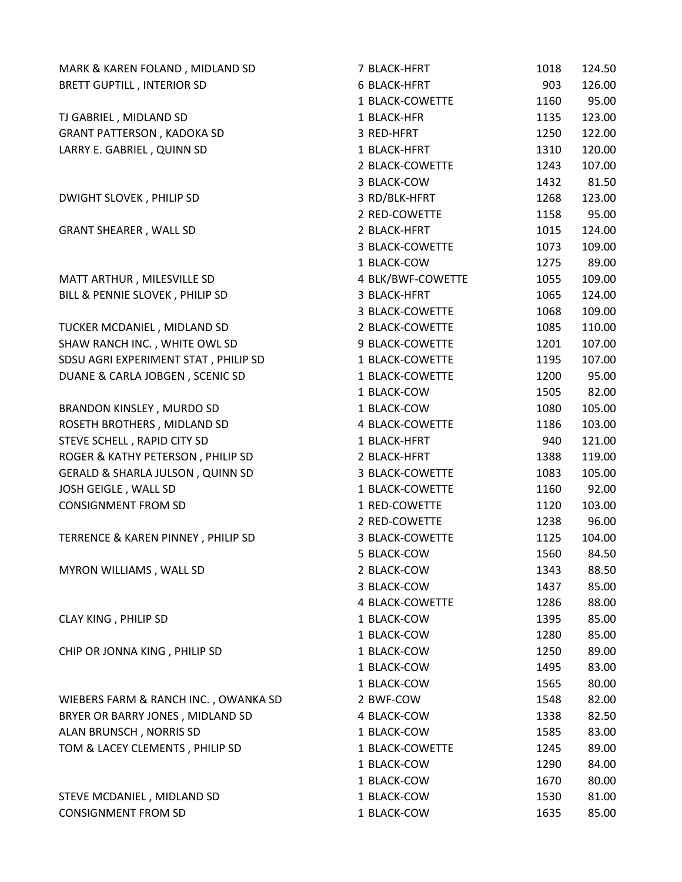| | | | |
|---|---|---|---|
| MARK & KAREN FOLAND , MIDLAND SD | 7 BLACK-HFRT | 1018 | 124.50 |
| BRETT GUPTILL , INTERIOR SD | 6 BLACK-HFRT | 903 | 126.00 |
| | 1 BLACK-COWETTE | 1160 | 95.00 |
| TJ GABRIEL , MIDLAND SD | 1 BLACK-HFR | 1135 | 123.00 |
| GRANT PATTERSON , KADOKA SD | 3 RED-HFRT | 1250 | 122.00 |
| LARRY E. GABRIEL , QUINN SD | 1 BLACK-HFRT | 1310 | 120.00 |
| | 2 BLACK-COWETTE | 1243 | 107.00 |
| | 3 BLACK-COW | 1432 | 81.50 |
| DWIGHT SLOVEK , PHILIP SD | 3 RD/BLK-HFRT | 1268 | 123.00 |
| | 2 RED-COWETTE | 1158 | 95.00 |
| GRANT SHEARER , WALL SD | 2 BLACK-HFRT | 1015 | 124.00 |
| | 3 BLACK-COWETTE | 1073 | 109.00 |
| | 1 BLACK-COW | 1275 | 89.00 |
| MATT ARTHUR , MILESVILLE SD | 4 BLK/BWF-COWETTE | 1055 | 109.00 |
| BILL & PENNIE SLOVEK , PHILIP SD | 3 BLACK-HFRT | 1065 | 124.00 |
| | 3 BLACK-COWETTE | 1068 | 109.00 |
| TUCKER MCDANIEL , MIDLAND SD | 2 BLACK-COWETTE | 1085 | 110.00 |
| SHAW RANCH INC. , WHITE OWL SD | 9 BLACK-COWETTE | 1201 | 107.00 |
| SDSU AGRI EXPERIMENT STAT , PHILIP SD | 1 BLACK-COWETTE | 1195 | 107.00 |
| DUANE & CARLA JOBGEN , SCENIC SD | 1 BLACK-COWETTE | 1200 | 95.00 |
| | 1 BLACK-COW | 1505 | 82.00 |
| BRANDON KINSLEY , MURDO SD | 1 BLACK-COW | 1080 | 105.00 |
| ROSETH BROTHERS , MIDLAND SD | 4 BLACK-COWETTE | 1186 | 103.00 |
| STEVE SCHELL , RAPID CITY SD | 1 BLACK-HFRT | 940 | 121.00 |
| ROGER & KATHY PETERSON , PHILIP SD | 2 BLACK-HFRT | 1388 | 119.00 |
| GERALD & SHARLA JULSON , QUINN SD | 3 BLACK-COWETTE | 1083 | 105.00 |
| JOSH GEIGLE , WALL SD | 1 BLACK-COWETTE | 1160 | 92.00 |
| CONSIGNMENT FROM SD | 1 RED-COWETTE | 1120 | 103.00 |
| | 2 RED-COWETTE | 1238 | 96.00 |
| TERRENCE & KAREN PINNEY , PHILIP SD | 3 BLACK-COWETTE | 1125 | 104.00 |
| | 5 BLACK-COW | 1560 | 84.50 |
| MYRON WILLIAMS , WALL SD | 2 BLACK-COW | 1343 | 88.50 |
| | 3 BLACK-COW | 1437 | 85.00 |
| | 4 BLACK-COWETTE | 1286 | 88.00 |
| CLAY KING , PHILIP SD | 1 BLACK-COW | 1395 | 85.00 |
| | 1 BLACK-COW | 1280 | 85.00 |
| CHIP OR JONNA KING , PHILIP SD | 1 BLACK-COW | 1250 | 89.00 |
| | 1 BLACK-COW | 1495 | 83.00 |
| | 1 BLACK-COW | 1565 | 80.00 |
| WIEBERS FARM & RANCH INC. , OWANKA SD | 2 BWF-COW | 1548 | 82.00 |
| BRYER OR BARRY JONES , MIDLAND SD | 4 BLACK-COW | 1338 | 82.50 |
| ALAN BRUNSCH , NORRIS SD | 1 BLACK-COW | 1585 | 83.00 |
| TOM & LACEY CLEMENTS , PHILIP SD | 1 BLACK-COWETTE | 1245 | 89.00 |
| | 1 BLACK-COW | 1290 | 84.00 |
| | 1 BLACK-COW | 1670 | 80.00 |
| STEVE MCDANIEL , MIDLAND SD | 1 BLACK-COW | 1530 | 81.00 |
| CONSIGNMENT FROM SD | 1 BLACK-COW | 1635 | 85.00 |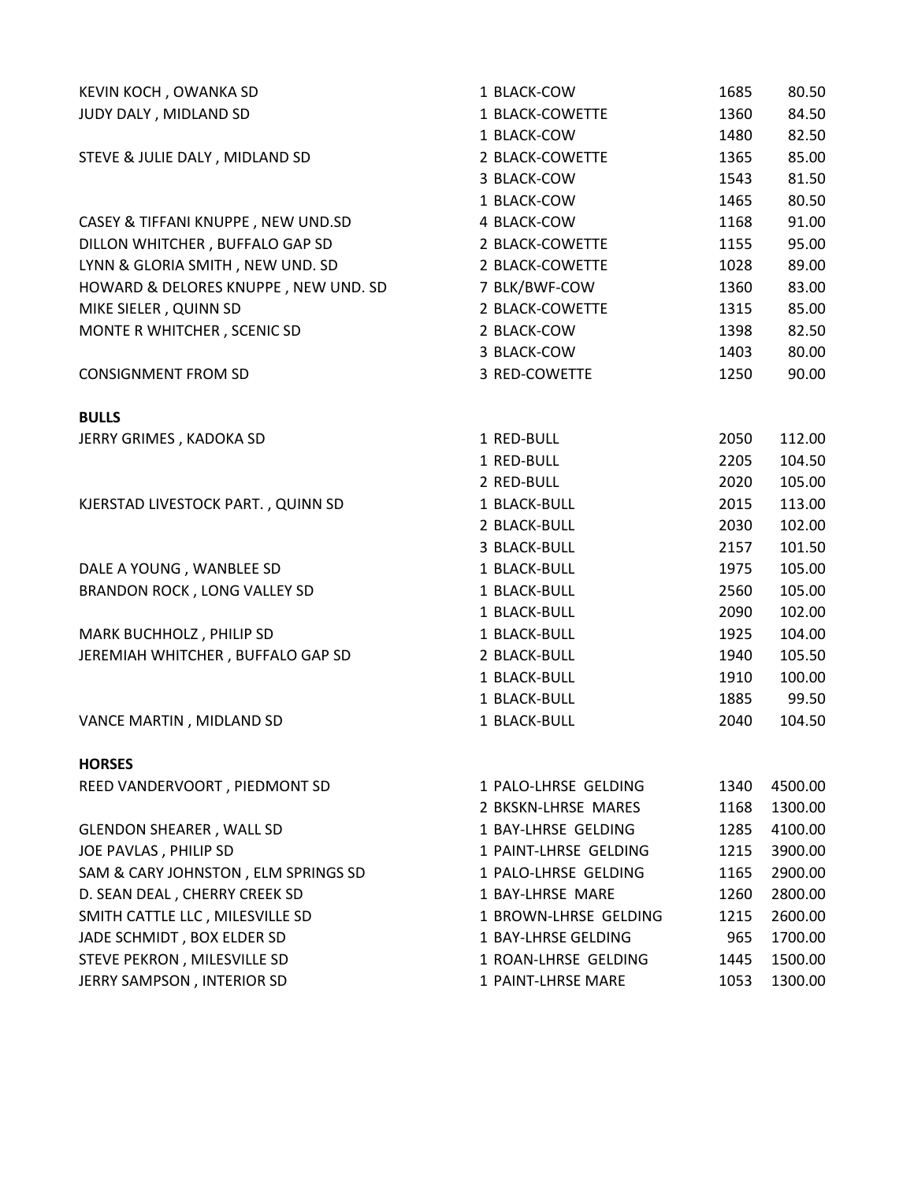| | | | |
|---|---|---|---|
| KEVIN KOCH , OWANKA SD | 1 BLACK-COW | 1685 | 80.50 |
| JUDY DALY , MIDLAND SD | 1 BLACK-COWETTE | 1360 | 84.50 |
| | 1 BLACK-COW | 1480 | 82.50 |
| STEVE & JULIE DALY , MIDLAND SD | 2 BLACK-COWETTE | 1365 | 85.00 |
| | 3 BLACK-COW | 1543 | 81.50 |
| | 1 BLACK-COW | 1465 | 80.50 |
| CASEY & TIFFANI KNUPPE , NEW UND.SD | 4 BLACK-COW | 1168 | 91.00 |
| DILLON WHITCHER , BUFFALO GAP SD | 2 BLACK-COWETTE | 1155 | 95.00 |
| LYNN & GLORIA SMITH , NEW UND. SD | 2 BLACK-COWETTE | 1028 | 89.00 |
| HOWARD & DELORES KNUPPE , NEW UND. SD | 7 BLK/BWF-COW | 1360 | 83.00 |
| MIKE SIELER , QUINN SD | 2 BLACK-COWETTE | 1315 | 85.00 |
| MONTE R WHITCHER , SCENIC SD | 2 BLACK-COW | 1398 | 82.50 |
| | 3 BLACK-COW | 1403 | 80.00 |
| CONSIGNMENT FROM SD | 3 RED-COWETTE | 1250 | 90.00 |

**BULLS**

| | | | |
|---|---|---|---|
| JERRY GRIMES , KADOKA SD | 1 RED-BULL | 2050 | 112.00 |
| | 1 RED-BULL | 2205 | 104.50 |
| | 2 RED-BULL | 2020 | 105.00 |
| KJERSTAD LIVESTOCK PART. , QUINN SD | 1 BLACK-BULL | 2015 | 113.00 |
| | 2 BLACK-BULL | 2030 | 102.00 |
| | 3 BLACK-BULL | 2157 | 101.50 |
| DALE A YOUNG , WANBLEE SD | 1 BLACK-BULL | 1975 | 105.00 |
| BRANDON ROCK , LONG VALLEY SD | 1 BLACK-BULL | 2560 | 105.00 |
| | 1 BLACK-BULL | 2090 | 102.00 |
| MARK BUCHHOLZ , PHILIP SD | 1 BLACK-BULL | 1925 | 104.00 |
| JEREMIAH WHITCHER , BUFFALO GAP SD | 2 BLACK-BULL | 1940 | 105.50 |
| | 1 BLACK-BULL | 1910 | 100.00 |
| | 1 BLACK-BULL | 1885 | 99.50 |
| VANCE MARTIN , MIDLAND SD | 1 BLACK-BULL | 2040 | 104.50 |

**HORSES**

| | | | |
|---|---|---|---|
| REED VANDERVOORT , PIEDMONT SD | 1 PALO-LHRSE GELDING | 1340 | 4500.00 |
| | 2 BKSKN-LHRSE MARES | 1168 | 1300.00 |
| GLENDON SHEARER , WALL SD | 1 BAY-LHRSE GELDING | 1285 | 4100.00 |
| JOE PAVLAS , PHILIP SD | 1 PAINT-LHRSE GELDING | 1215 | 3900.00 |
| SAM & CARY JOHNSTON , ELM SPRINGS SD | 1 PALO-LHRSE GELDING | 1165 | 2900.00 |
| D. SEAN DEAL , CHERRY CREEK SD | 1 BAY-LHRSE MARE | 1260 | 2800.00 |
| SMITH CATTLE LLC , MILESVILLE SD | 1 BROWN-LHRSE GELDING | 1215 | 2600.00 |
| JADE SCHMIDT , BOX ELDER SD | 1 BAY-LHRSE GELDING | 965 | 1700.00 |
| STEVE PEKRON , MILESVILLE SD | 1 ROAN-LHRSE GELDING | 1445 | 1500.00 |
| JERRY SAMPSON , INTERIOR SD | 1 PAINT-LHRSE MARE | 1053 | 1300.00 |